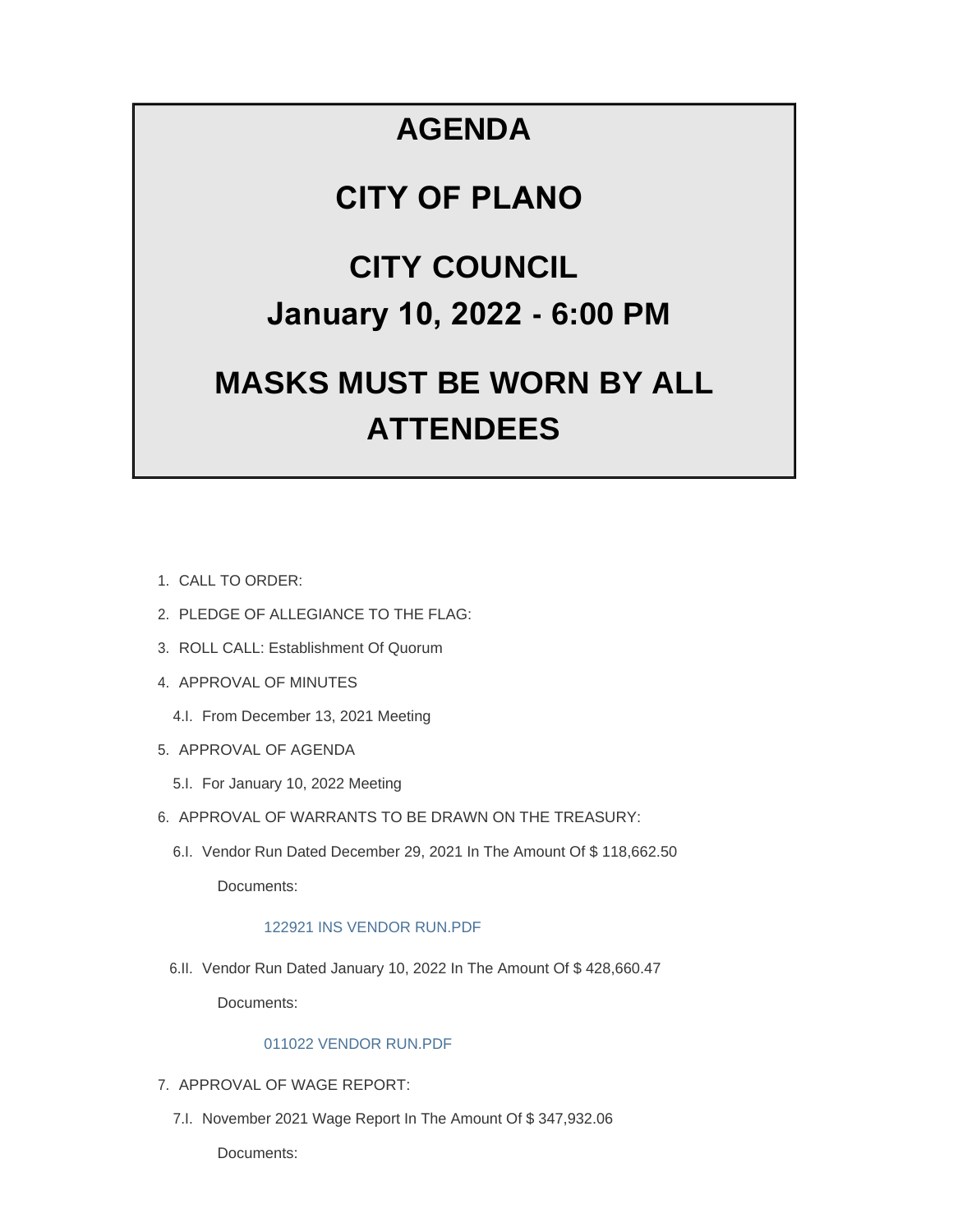# AGENDA

# CITY OF PLANO

# CITY COUNCIL

# January 10, 2022 - 6:00 PM

# MASKS MUST BE WORN BY ALL ATTENDEES

1. CALL TO ORDER:
2. PLEDGE OF ALLEGIANCE TO THE FLAG:
3. ROLL CALL: Establishment Of Quorum
4. APPROVAL OF MINUTES
   - 4.I. From December 13, 2021 Meeting
5. APPROVAL OF AGENDA
   - 5.I. For January 10, 2022 Meeting
6. APPROVAL OF WARRANTS TO BE DRAWN ON THE TREASURY:
   - 6.I. Vendor Run Dated December 29, 2021 In The Amount Of $ 118,662.50

     Documents:

     122921 INS VENDOR RUN.PDF

   - 6.II. Vendor Run Dated January 10, 2022 In The Amount Of $ 428,660.47

     Documents:

     011022 VENDOR RUN.PDF

7. APPROVAL OF WAGE REPORT:
   - 7.I. November 2021 Wage Report In The Amount Of $ 347,932.06

     Documents: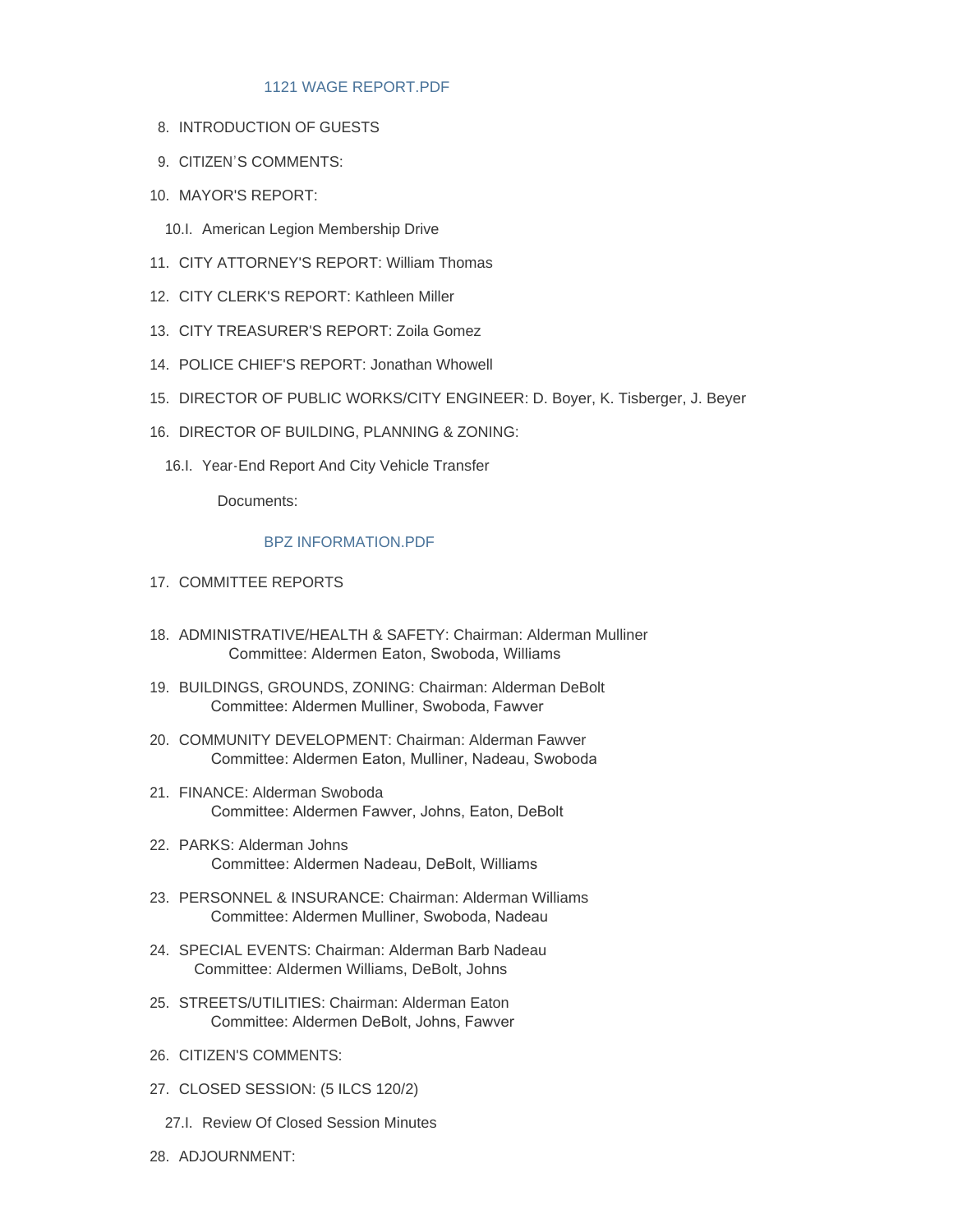1121 WAGE REPORT.PDF

8. INTRODUCTION OF GUESTS

9. CITIZEN'S COMMENTS:

10. MAYOR'S REPORT:

    10.I. American Legion Membership Drive

11. CITY ATTORNEY'S REPORT: William Thomas

12. CITY CLERK'S REPORT: Kathleen Miller

13. CITY TREASURER'S REPORT: Zoila Gomez

14. POLICE CHIEF'S REPORT: Jonathan Whowell

15. DIRECTOR OF PUBLIC WORKS/CITY ENGINEER: D. Boyer, K. Tisberger, J. Beyer

16. DIRECTOR OF BUILDING, PLANNING & ZONING:

    16.I. Year-End Report And City Vehicle Transfer

    Documents:

    BPZ INFORMATION.PDF

17. COMMITTEE REPORTS

18. ADMINISTRATIVE/HEALTH & SAFETY: Chairman: Alderman Mulliner
    Committee: Aldermen Eaton, Swoboda, Williams

19. BUILDINGS, GROUNDS, ZONING: Chairman: Alderman DeBolt
    Committee: Aldermen Mulliner, Swoboda, Fawver

20. COMMUNITY DEVELOPMENT: Chairman: Alderman Fawver
    Committee: Aldermen Eaton, Mulliner, Nadeau, Swoboda

21. FINANCE: Alderman Swoboda
    Committee: Aldermen Fawver, Johns, Eaton, DeBolt

22. PARKS: Alderman Johns
    Committee: Aldermen Nadeau, DeBolt, Williams

23. PERSONNEL & INSURANCE: Chairman: Alderman Williams
    Committee: Aldermen Mulliner, Swoboda, Nadeau

24. SPECIAL EVENTS: Chairman: Alderman Barb Nadeau
    Committee: Aldermen Williams, DeBolt, Johns

25. STREETS/UTILITIES: Chairman: Alderman Eaton
    Committee: Aldermen DeBolt, Johns, Fawver

26. CITIZEN'S COMMENTS:

27. CLOSED SESSION: (5 ILCS 120/2)

    27.I. Review Of Closed Session Minutes

28. ADJOURNMENT: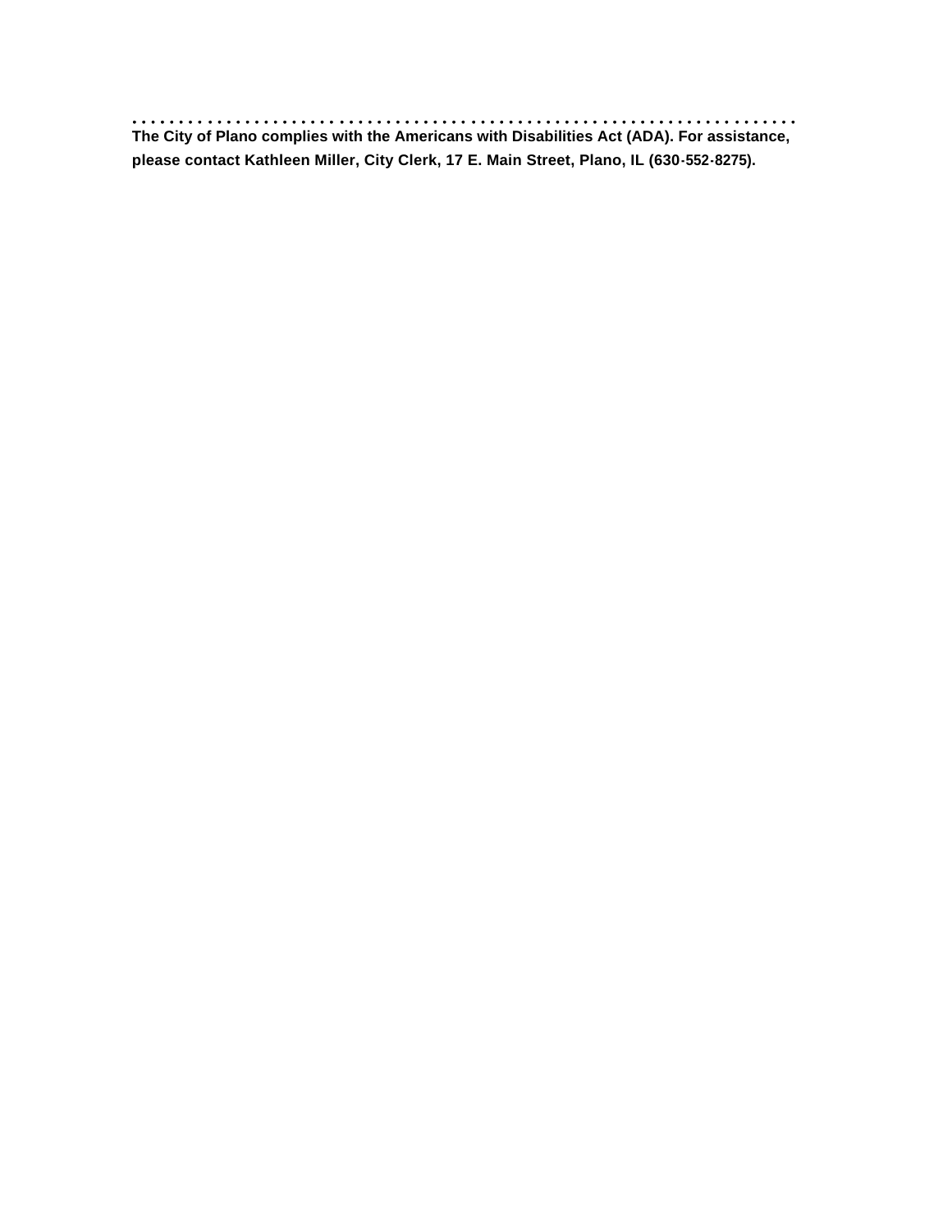. . . . . . . . . . . . . . . . . . . . . . . . . . . . . . . . . . . . . . . . . . . . . . . . . . . . . . . . . . . . . . . . . . . . .

**The City of Plano complies with the Americans with Disabilities Act (ADA). For assistance, please contact Kathleen Miller, City Clerk, 17 E. Main Street, Plano, IL (630-552-8275).**